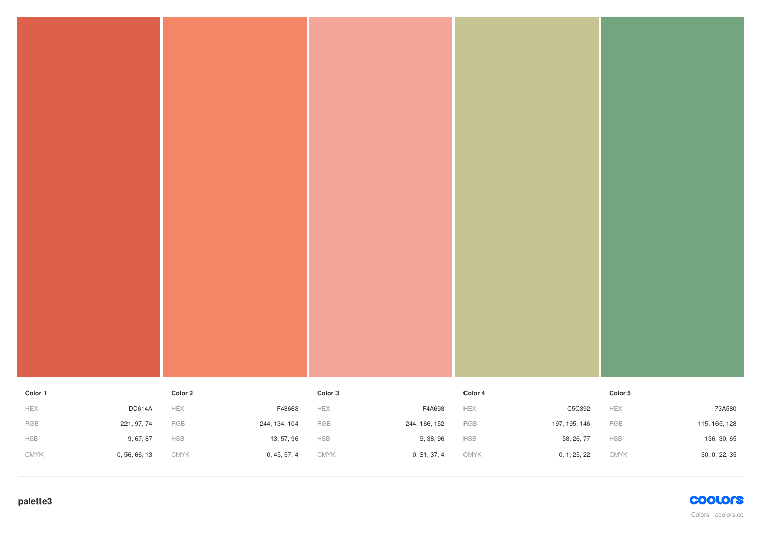| | Color 1 | Color 2 | Color 3 | Color 4 | Color 5 |
|---|---|---|---|---|---|
| HEX | DD614A | F48668 | F4A698 | C5C392 | 73A580 |
| RGB | 221, 97, 74 | 244, 134, 104 | 244, 166, 152 | 197, 195, 146 | 115, 165, 128 |
| HSB | 9, 67, 87 | 13, 57, 96 | 9, 38, 96 | 58, 26, 77 | 136, 30, 65 |
| CMYK | 0, 56, 66, 13 | 0, 45, 57, 4 | 0, 31, 37, 4 | 0, 1, 25, 22 | 30, 0, 22, 35 |

**palette3**

coolors

Colors - coolors.co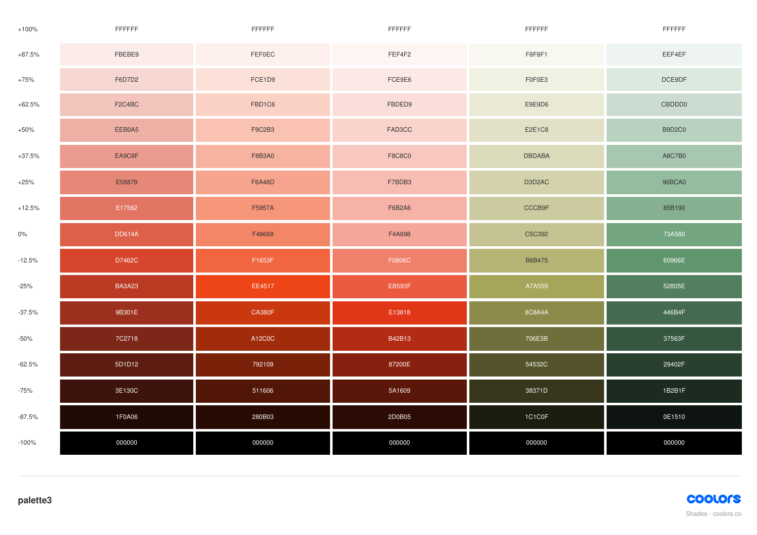| | | | | | |
|---|---|---|---|---|---|
| +100% | FFFFFF | FFFFFF | FFFFFF | FFFFFF | FFFFFF |
| +87.5% | FBEBE9 | FEF0EC | FEF4F2 | F8F8F1 | EEF4EF |
| +75% | F6D7D2 | FCE1D9 | FCE9E6 | F0F0E3 | DCE9DF |
| +62.5% | F2C4BC | FBD1C6 | FBDED9 | E9E9D6 | CBDDD0 |
| +50% | EEB0A5 | F9C2B3 | FAD3CC | E2E1C8 | B9D2C0 |
| +37.5% | EA9C8F | F8B3A0 | F8C8C0 | DBDABA | A8C7B0 |
| +25% | E58878 | F6A48D | F7BDB3 | D3D2AC | 96BCA0 |
| +12.5% | E17562 | F5957A | F6B2A6 | CCCB9F | 85B190 |
| 0% | DD614A | F48668 | F4A698 | C5C392 | 73A580 |
| -12.5% | D7462C | F1653F | F0806C | B6B475 | 60966E |
| -25% | BA3A23 | EE4517 | EB593F | A7A559 | 52805E |
| -37.5% | 9B301E | CA380F | E13618 | 8C8A4A | 446B4F |
| -50% | 7C2718 | A12C0C | B42B13 | 706E3B | 37563F |
| -62.5% | 5D1D12 | 792109 | 87200E | 54532C | 29402F |
| -75% | 3E130C | 511606 | 5A1609 | 38371D | 1B2B1F |
| -87.5% | 1F0A06 | 280B03 | 2D0B05 | 1C1C0F | 0E1510 |
| -100% | 000000 | 000000 | 000000 | 000000 | 000000 |

**palette3**

coolors

Shades - coolors.co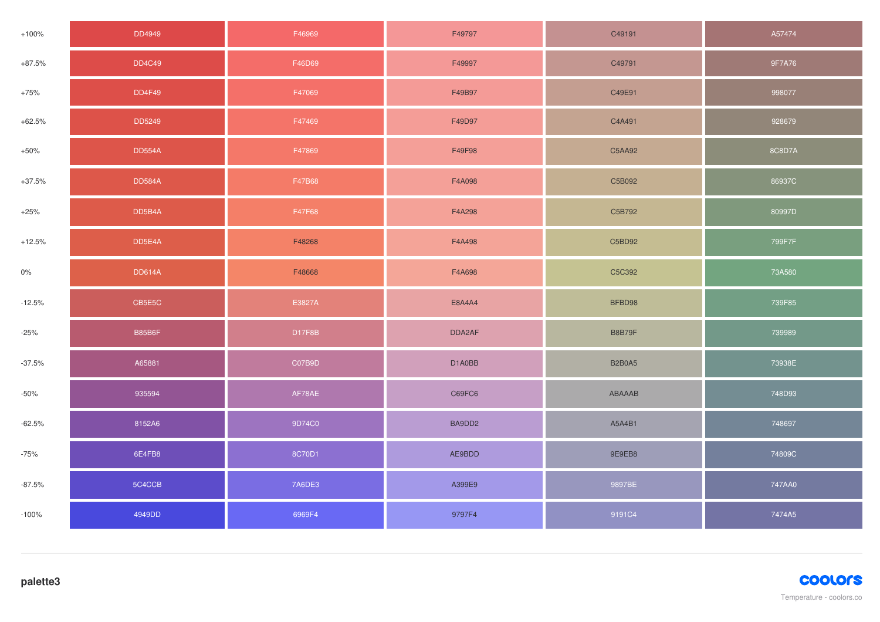| | | | | | |
|---|---|---|---|---|---|
| +100% | DD4949 | F46969 | F49797 | C49191 | A57474 |
| +87.5% | DD4C49 | F46D69 | F49997 | C49791 | 9F7A76 |
| +75% | DD4F49 | F47069 | F49B97 | C49E91 | 998077 |
| +62.5% | DD5249 | F47469 | F49D97 | C4A491 | 928679 |
| +50% | DD554A | F47869 | F49F98 | C5AA92 | 8C8D7A |
| +37.5% | DD584A | F47B68 | F4A098 | C5B092 | 86937C |
| +25% | DD5B4A | F47F68 | F4A298 | C5B792 | 80997D |
| +12.5% | DD5E4A | F48268 | F4A498 | C5BD92 | 799F7F |
| 0% | DD614A | F48668 | F4A698 | C5C392 | 73A580 |
| -12.5% | CB5E5C | E3827A | E8A4A4 | BFBD98 | 739F85 |
| -25% | B85B6F | D17F8B | DDA2AF | B8B79F | 739989 |
| -37.5% | A65881 | C07B9D | D1A0BB | B2B0A5 | 73938E |
| -50% | 935594 | AF78AE | C69FC6 | ABAAAB | 748D93 |
| -62.5% | 8152A6 | 9D74C0 | BA9DD2 | A5A4B1 | 748697 |
| -75% | 6E4FB8 | 8C70D1 | AE9BDD | 9E9EB8 | 74809C |
| -87.5% | 5C4CCB | 7A6DE3 | A399E9 | 9897BE | 747AA0 |
| -100% | 4949DD | 6969F4 | 9797F4 | 9191C4 | 7474A5 |

**palette3**

coolors

Temperature - coolors.co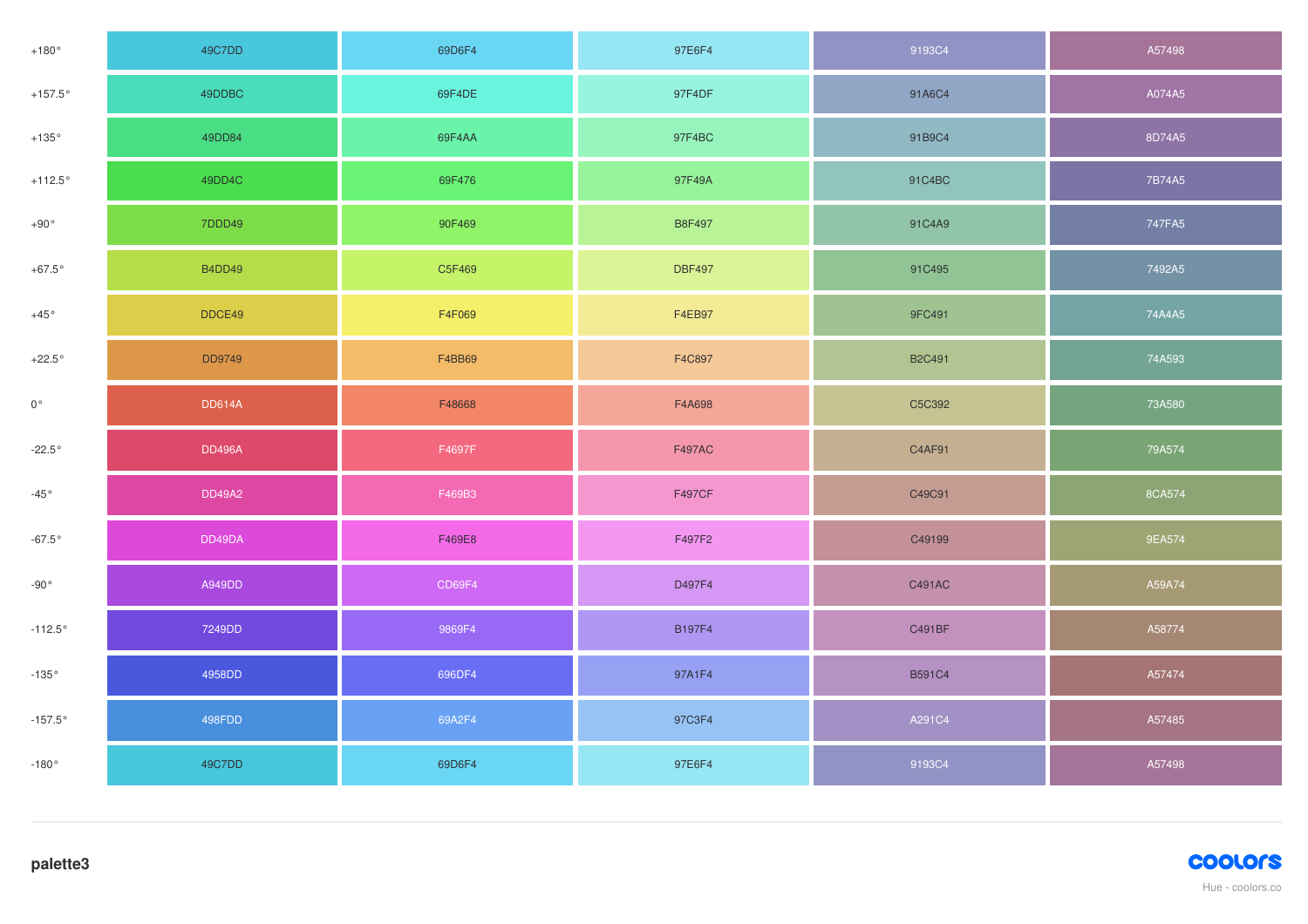| | | | | | |
|---|---|---|---|---|---|
| +180° | 49C7DD | 69D6F4 | 97E6F4 | 9193C4 | A57498 |
| +157.5° | 49DDBC | 69F4DE | 97F4DF | 91A6C4 | A074A5 |
| +135° | 49DD84 | 69F4AA | 97F4BC | 91B9C4 | 8D74A5 |
| +112.5° | 49DD4C | 69F476 | 97F49A | 91C4BC | 7B74A5 |
| +90° | 7DDD49 | 90F469 | B8F497 | 91C4A9 | 747FA5 |
| +67.5° | B4DD49 | C5F469 | DBF497 | 91C495 | 7492A5 |
| +45° | DDCE49 | F4F069 | F4EB97 | 9FC491 | 74A4A5 |
| +22.5° | DD9749 | F4BB69 | F4C897 | B2C491 | 74A593 |
| 0° | DD614A | F48668 | F4A698 | C5C392 | 73A580 |
| -22.5° | DD496A | F4697F | F497AC | C4AF91 | 79A574 |
| -45° | DD49A2 | F469B3 | F497CF | C49C91 | 8CA574 |
| -67.5° | DD49DA | F469E8 | F497F2 | C49199 | 9EA574 |
| -90° | A949DD | CD69F4 | D497F4 | C491AC | A59A74 |
| -112.5° | 7249DD | 9869F4 | B197F4 | C491BF | A58774 |
| -135° | 4958DD | 696DF4 | 97A1F4 | B591C4 | A57474 |
| -157.5° | 498FDD | 69A2F4 | 97C3F4 | A291C4 | A57485 |
| -180° | 49C7DD | 69D6F4 | 97E6F4 | 9193C4 | A57498 |

**palette3**

coolors

Hue - coolors.co